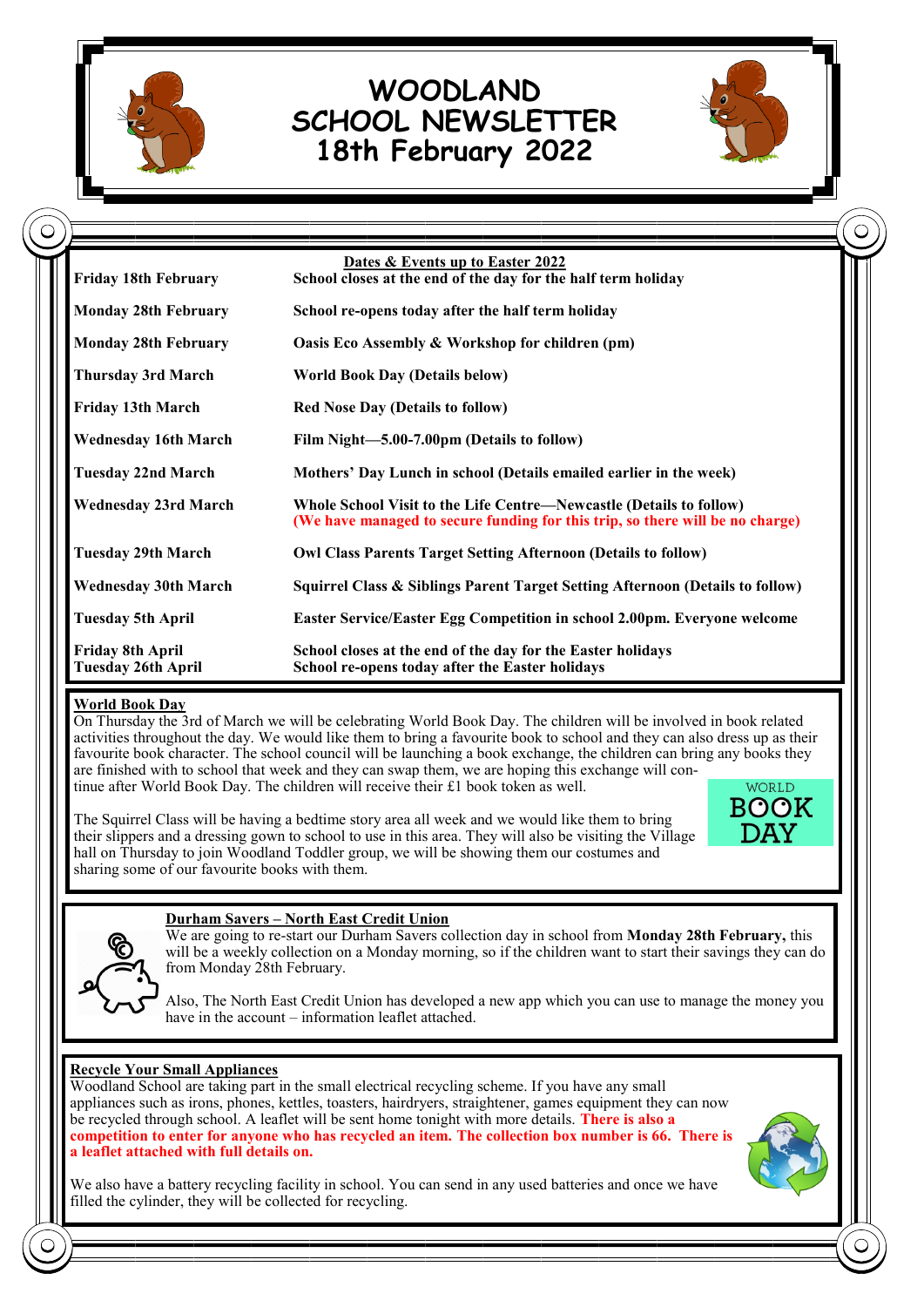# WOODLAND SCHOOL NEWSLETTER

## 18th February 2022

**Dates & Events up to Easter 2022**

| | |
|---|---|
| **Friday 18th February** | **School closes at the end of the day for the half term holiday** |
| **Monday 28th February** | **School re-opens today after the half term holiday** |
| **Monday 28th February** | **Oasis Eco Assembly & Workshop for children (pm)** |
| **Thursday 3rd March** | **World Book Day (Details below)** |
| **Friday 13th March** | **Red Nose Day (Details to follow)** |
| **Wednesday 16th March** | **Film Night—5.00-7.00pm (Details to follow)** |
| **Tuesday 22nd March** | **Mothers' Day Lunch in school (Details emailed earlier in the week)** |
| **Wednesday 23rd March** | **Whole School Visit to the Life Centre—Newcastle (Details to follow)** **(We have managed to secure funding for this trip, so there will be no charge)** |
| **Tuesday 29th March** | **Owl Class Parents Target Setting Afternoon (Details to follow)** |
| **Wednesday 30th March** | **Squirrel Class & Siblings Parent Target Setting Afternoon (Details to follow)** |
| **Tuesday 5th April** | **Easter Service/Easter Egg Competition in school 2.00pm. Everyone welcome** |
| **Friday 8th April** | **School closes at the end of the day for the Easter holidays** |
| **Tuesday 26th April** | **School re-opens today after the Easter holidays** |

### World Book Day

On Thursday the 3rd of March we will be celebrating World Book Day. The children will be involved in book related activities throughout the day. We would like them to bring a favourite book to school and they can also dress up as their favourite book character. The school council will be launching a book exchange, the children can bring any books they are finished with to school that week and they can swap them, we are hoping this exchange will continue after World Book Day. The children will receive their £1 book token as well.

The Squirrel Class will be having a bedtime story area all week and we would like them to bring their slippers and a dressing gown to school to use in this area. They will also be visiting the Village hall on Thursday to join Woodland Toddler group, we will be showing them our costumes and sharing some of our favourite books with them.

### Durham Savers – North East Credit Union

We are going to re-start our Durham Savers collection day in school from **Monday 28th February,** this will be a weekly collection on a Monday morning, so if the children want to start their savings they can do from Monday 28th February.

Also, The North East Credit Union has developed a new app which you can use to manage the money you have in the account – information leaflet attached.

### Recycle Your Small Appliances

Woodland School are taking part in the small electrical recycling scheme. If you have any small appliances such as irons, phones, kettles, toasters, hairdryers, straighteners, games equipment they can now be recycled through school. A leaflet will be sent home tonight with more details. **There is also a competition to enter for anyone who has recycled an item. The collection box number is 66. There is a leaflet attached with full details on.**

We also have a battery recycling facility in school. You can send in any used batteries and once we have filled the cylinder, they will be collected for recycling.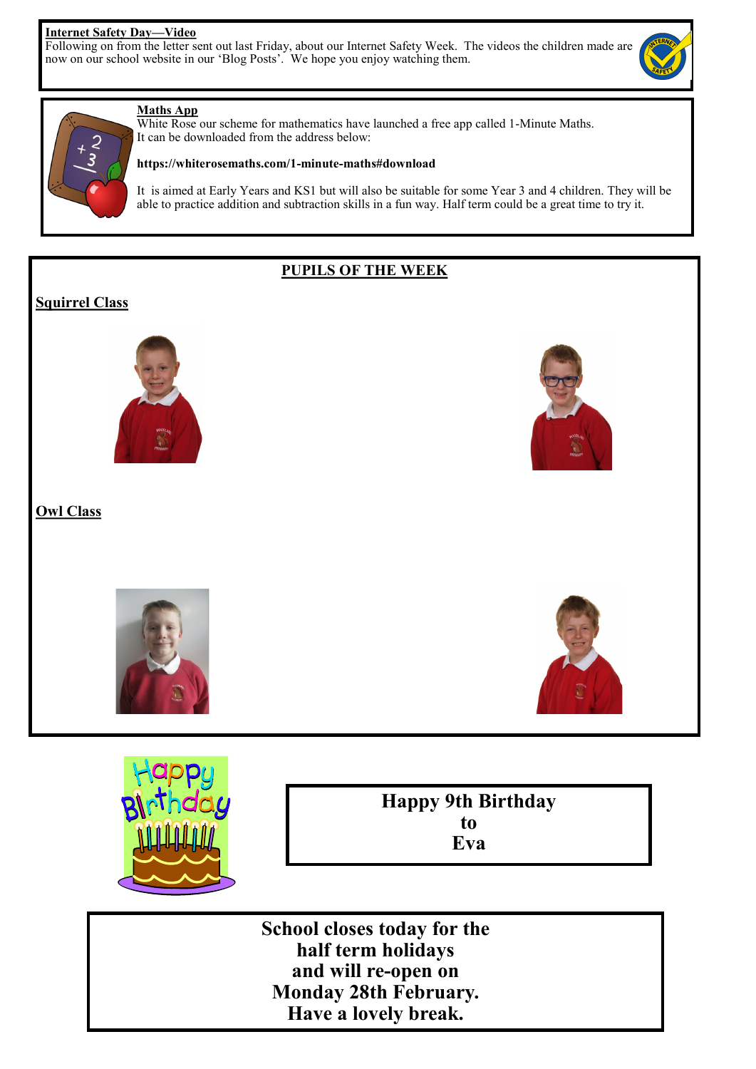**Internet Safety Day—Video**

Following on from the letter sent out last Friday, about our Internet Safety Week. The videos the children made are now on our school website in our 'Blog Posts'. We hope you enjoy watching them.

**Maths App**

White Rose our scheme for mathematics have launched a free app called 1-Minute Maths. It can be downloaded from the address below:

**https://whiterosemaths.com/1-minute-maths#download**

It is aimed at Early Years and KS1 but will also be suitable for some Year 3 and 4 children. They will be able to practice addition and subtraction skills in a fun way. Half term could be a great time to try it.

## PUPILS OF THE WEEK

**Squirrel Class**

**Owl Class**

**Happy 9th Birthday to Eva**

**School closes today for the half term holidays and will re-open on Monday 28th February. Have a lovely break.**